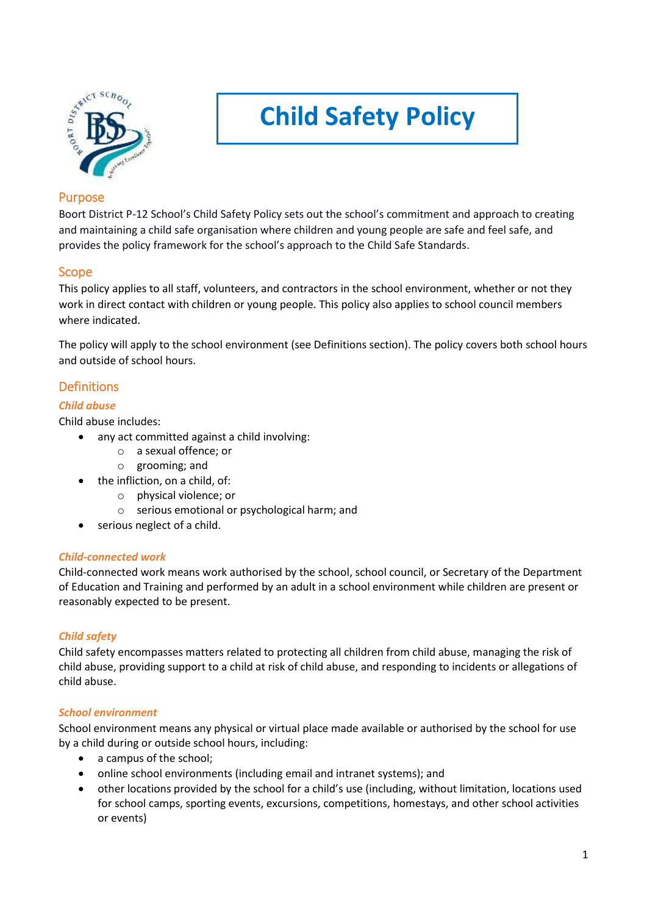# Child Safety Policy

## Purpose

Boort District P-12 School's Child Safety Policy sets out the school's commitment and approach to creating and maintaining a child safe organisation where children and young people are safe and feel safe, and provides the policy framework for the school's approach to the Child Safe Standards.

## Scope

This policy applies to all staff, volunteers, and contractors in the school environment, whether or not they work in direct contact with children or young people. This policy also applies to school council members where indicated.

The policy will apply to the school environment (see Definitions section). The policy covers both school hours and outside of school hours.

## Definitions

### *Child abuse*

Child abuse includes:

- any act committed against a child involving:
  - a sexual offence; or
  - grooming; and
- the infliction, on a child, of:
  - physical violence; or
  - serious emotional or psychological harm; and
- serious neglect of a child.

### *Child-connected work*

Child-connected work means work authorised by the school, school council, or Secretary of the Department of Education and Training and performed by an adult in a school environment while children are present or reasonably expected to be present.

### *Child safety*

Child safety encompasses matters related to protecting all children from child abuse, managing the risk of child abuse, providing support to a child at risk of child abuse, and responding to incidents or allegations of child abuse.

### *School environment*

School environment means any physical or virtual place made available or authorised by the school for use by a child during or outside school hours, including:

- a campus of the school;
- online school environments (including email and intranet systems); and
- other locations provided by the school for a child's use (including, without limitation, locations used for school camps, sporting events, excursions, competitions, homestays, and other school activities or events)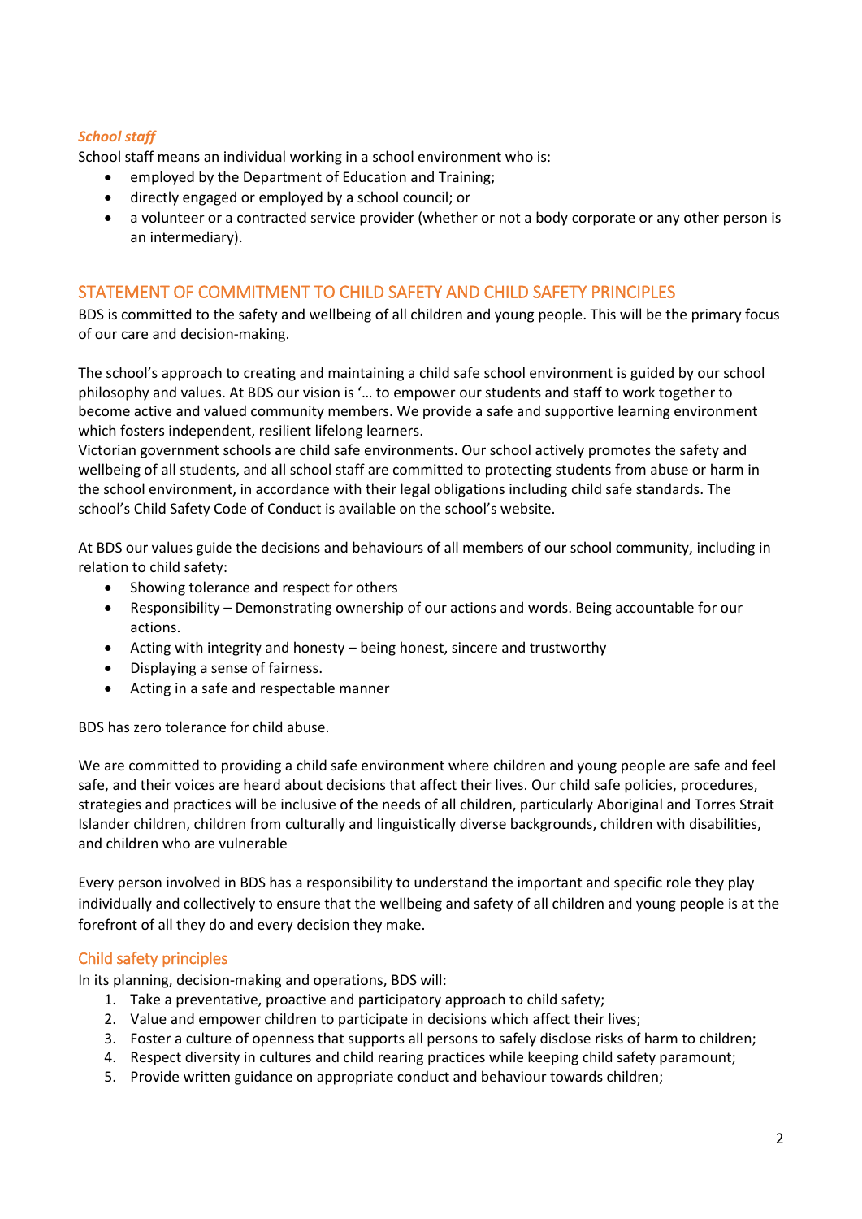### *School staff*

School staff means an individual working in a school environment who is:

- employed by the Department of Education and Training;
- directly engaged or employed by a school council; or
- a volunteer or a contracted service provider (whether or not a body corporate or any other person is an intermediary).

## STATEMENT OF COMMITMENT TO CHILD SAFETY AND CHILD SAFETY PRINCIPLES

BDS is committed to the safety and wellbeing of all children and young people. This will be the primary focus of our care and decision-making.

The school's approach to creating and maintaining a child safe school environment is guided by our school philosophy and values. At BDS our vision is '… to empower our students and staff to work together to become active and valued community members. We provide a safe and supportive learning environment which fosters independent, resilient lifelong learners.
Victorian government schools are child safe environments. Our school actively promotes the safety and wellbeing of all students, and all school staff are committed to protecting students from abuse or harm in the school environment, in accordance with their legal obligations including child safe standards. The school's Child Safety Code of Conduct is available on the school's website.

At BDS our values guide the decisions and behaviours of all members of our school community, including in relation to child safety:

- Showing tolerance and respect for others
- Responsibility – Demonstrating ownership of our actions and words. Being accountable for our actions.
- Acting with integrity and honesty – being honest, sincere and trustworthy
- Displaying a sense of fairness.
- Acting in a safe and respectable manner

BDS has zero tolerance for child abuse.

We are committed to providing a child safe environment where children and young people are safe and feel safe, and their voices are heard about decisions that affect their lives. Our child safe policies, procedures, strategies and practices will be inclusive of the needs of all children, particularly Aboriginal and Torres Strait Islander children, children from culturally and linguistically diverse backgrounds, children with disabilities, and children who are vulnerable

Every person involved in BDS has a responsibility to understand the important and specific role they play individually and collectively to ensure that the wellbeing and safety of all children and young people is at the forefront of all they do and every decision they make.

### Child safety principles

In its planning, decision-making and operations, BDS will:

1. Take a preventative, proactive and participatory approach to child safety;
2. Value and empower children to participate in decisions which affect their lives;
3. Foster a culture of openness that supports all persons to safely disclose risks of harm to children;
4. Respect diversity in cultures and child rearing practices while keeping child safety paramount;
5. Provide written guidance on appropriate conduct and behaviour towards children;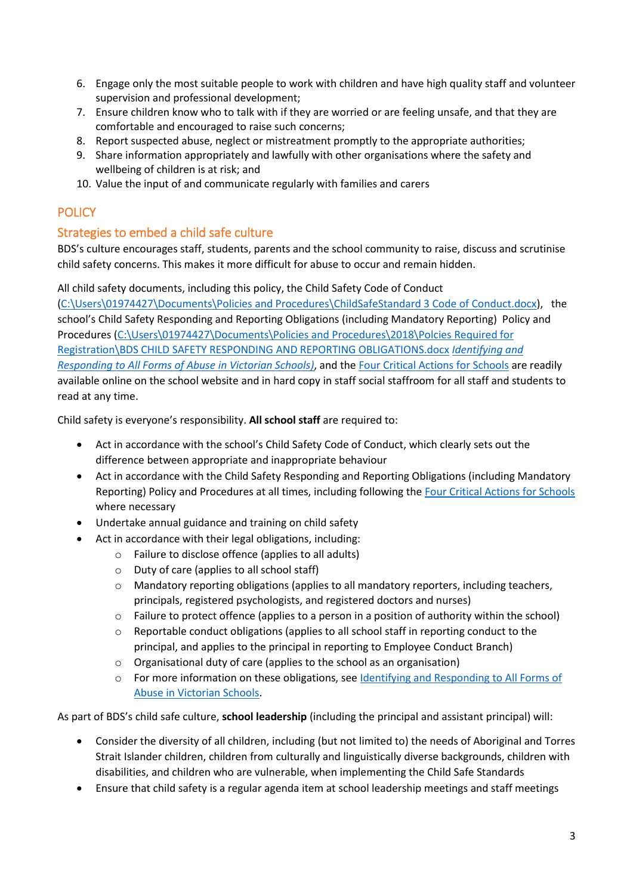6. Engage only the most suitable people to work with children and have high quality staff and volunteer supervision and professional development;
7. Ensure children know who to talk with if they are worried or are feeling unsafe, and that they are comfortable and encouraged to raise such concerns;
8. Report suspected abuse, neglect or mistreatment promptly to the appropriate authorities;
9. Share information appropriately and lawfully with other organisations where the safety and wellbeing of children is at risk; and
10. Value the input of and communicate regularly with families and carers

## POLICY

### Strategies to embed a child safe culture

BDS's culture encourages staff, students, parents and the school community to raise, discuss and scrutinise child safety concerns. This makes it more difficult for abuse to occur and remain hidden.

All child safety documents, including this policy, the Child Safety Code of Conduct (C:\Users\01974427\Documents\Policies and Procedures\ChildSafeStandard 3 Code of Conduct.docx), the school's Child Safety Responding and Reporting Obligations (including Mandatory Reporting) Policy and Procedures (C:\Users\01974427\Documents\Policies and Procedures\2018\Polcies Required for Registration\BDS CHILD SAFETY RESPONDING AND REPORTING OBLIGATIONS.docx *Identifying and Responding to All Forms of Abuse in Victorian Schools)*, and the Four Critical Actions for Schools are readily available online on the school website and in hard copy in staff social staffroom for all staff and students to read at any time.

Child safety is everyone's responsibility. **All school staff** are required to:

- Act in accordance with the school's Child Safety Code of Conduct, which clearly sets out the difference between appropriate and inappropriate behaviour
- Act in accordance with the Child Safety Responding and Reporting Obligations (including Mandatory Reporting) Policy and Procedures at all times, including following the Four Critical Actions for Schools where necessary
- Undertake annual guidance and training on child safety
- Act in accordance with their legal obligations, including:
  - Failure to disclose offence (applies to all adults)
  - Duty of care (applies to all school staff)
  - Mandatory reporting obligations (applies to all mandatory reporters, including teachers, principals, registered psychologists, and registered doctors and nurses)
  - Failure to protect offence (applies to a person in a position of authority within the school)
  - Reportable conduct obligations (applies to all school staff in reporting conduct to the principal, and applies to the principal in reporting to Employee Conduct Branch)
  - Organisational duty of care (applies to the school as an organisation)
  - For more information on these obligations, see Identifying and Responding to All Forms of Abuse in Victorian Schools.

As part of BDS's child safe culture, **school leadership** (including the principal and assistant principal) will:

- Consider the diversity of all children, including (but not limited to) the needs of Aboriginal and Torres Strait Islander children, children from culturally and linguistically diverse backgrounds, children with disabilities, and children who are vulnerable, when implementing the Child Safe Standards
- Ensure that child safety is a regular agenda item at school leadership meetings and staff meetings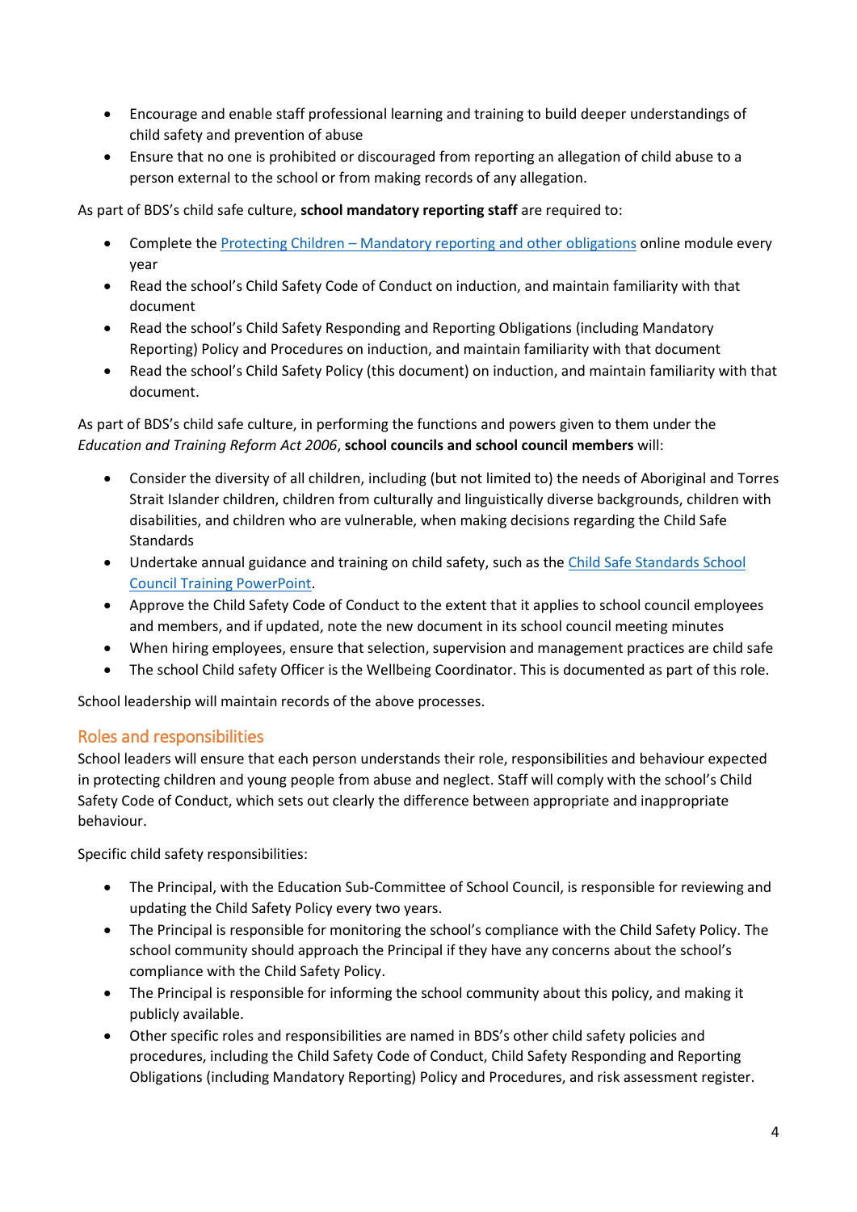- Encourage and enable staff professional learning and training to build deeper understandings of child safety and prevention of abuse
- Ensure that no one is prohibited or discouraged from reporting an allegation of child abuse to a person external to the school or from making records of any allegation.

As part of BDS's child safe culture, **school mandatory reporting staff** are required to:

- Complete the [Protecting Children – Mandatory reporting and other obligations]() online module every year
- Read the school's Child Safety Code of Conduct on induction, and maintain familiarity with that document
- Read the school's Child Safety Responding and Reporting Obligations (including Mandatory Reporting) Policy and Procedures on induction, and maintain familiarity with that document
- Read the school's Child Safety Policy (this document) on induction, and maintain familiarity with that document.

As part of BDS's child safe culture, in performing the functions and powers given to them under the *Education and Training Reform Act 2006*, **school councils and school council members** will:

- Consider the diversity of all children, including (but not limited to) the needs of Aboriginal and Torres Strait Islander children, children from culturally and linguistically diverse backgrounds, children with disabilities, and children who are vulnerable, when making decisions regarding the Child Safe Standards
- Undertake annual guidance and training on child safety, such as the [Child Safe Standards School Council Training PowerPoint]().
- Approve the Child Safety Code of Conduct to the extent that it applies to school council employees and members, and if updated, note the new document in its school council meeting minutes
- When hiring employees, ensure that selection, supervision and management practices are child safe
- The school Child safety Officer is the Wellbeing Coordinator. This is documented as part of this role.

School leadership will maintain records of the above processes.

## Roles and responsibilities

School leaders will ensure that each person understands their role, responsibilities and behaviour expected in protecting children and young people from abuse and neglect. Staff will comply with the school's Child Safety Code of Conduct, which sets out clearly the difference between appropriate and inappropriate behaviour.

Specific child safety responsibilities:

- The Principal, with the Education Sub-Committee of School Council, is responsible for reviewing and updating the Child Safety Policy every two years.
- The Principal is responsible for monitoring the school's compliance with the Child Safety Policy. The school community should approach the Principal if they have any concerns about the school's compliance with the Child Safety Policy.
- The Principal is responsible for informing the school community about this policy, and making it publicly available.
- Other specific roles and responsibilities are named in BDS's other child safety policies and procedures, including the Child Safety Code of Conduct, Child Safety Responding and Reporting Obligations (including Mandatory Reporting) Policy and Procedures, and risk assessment register.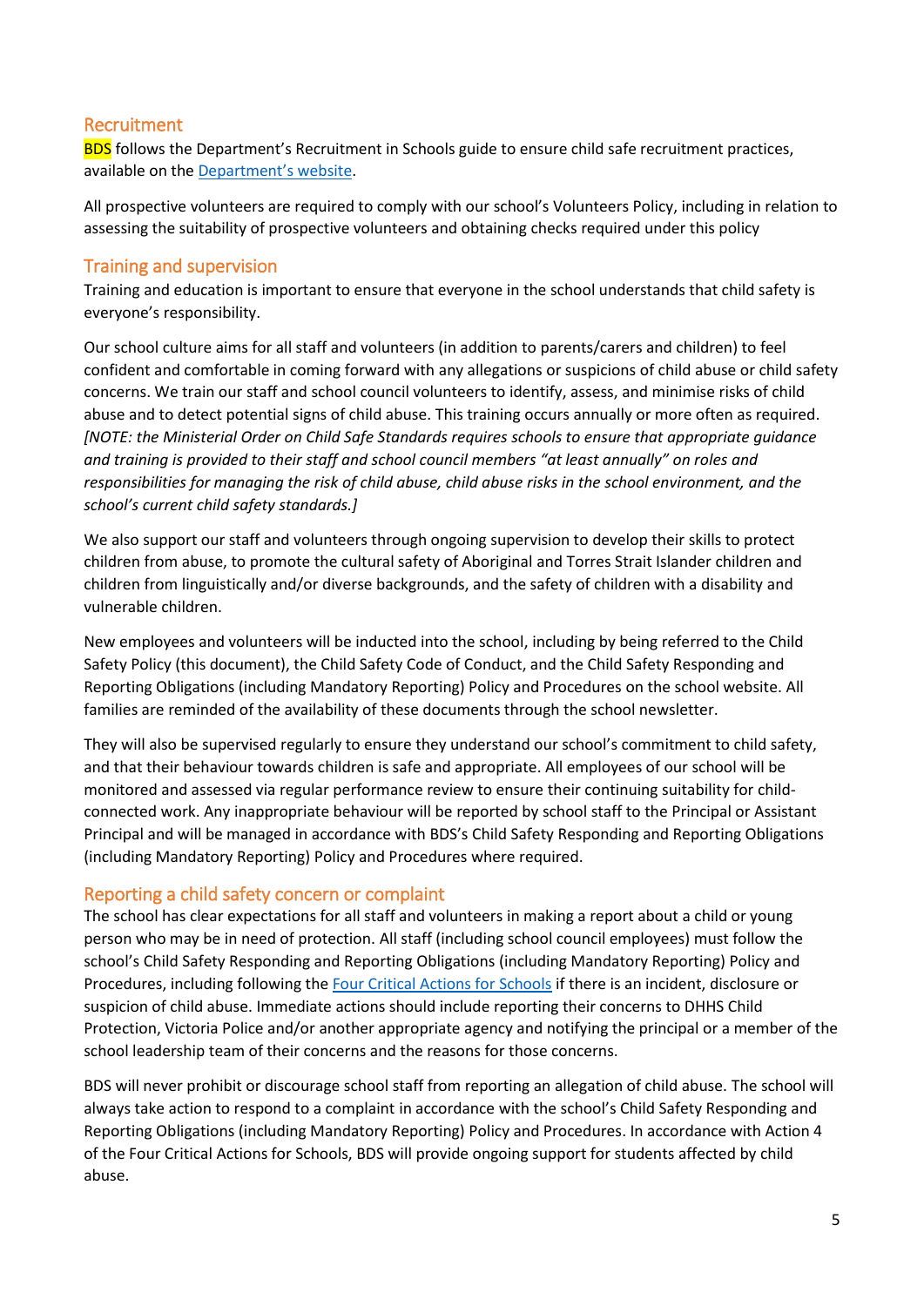## Recruitment

BDS follows the Department's Recruitment in Schools guide to ensure child safe recruitment practices, available on the [Department's website](#).

All prospective volunteers are required to comply with our school's Volunteers Policy, including in relation to assessing the suitability of prospective volunteers and obtaining checks required under this policy

## Training and supervision

Training and education is important to ensure that everyone in the school understands that child safety is everyone's responsibility.

Our school culture aims for all staff and volunteers (in addition to parents/carers and children) to feel confident and comfortable in coming forward with any allegations or suspicions of child abuse or child safety concerns. We train our staff and school council volunteers to identify, assess, and minimise risks of child abuse and to detect potential signs of child abuse. This training occurs annually or more often as required. *[NOTE: the Ministerial Order on Child Safe Standards requires schools to ensure that appropriate guidance and training is provided to their staff and school council members "at least annually" on roles and responsibilities for managing the risk of child abuse, child abuse risks in the school environment, and the school's current child safety standards.]*

We also support our staff and volunteers through ongoing supervision to develop their skills to protect children from abuse, to promote the cultural safety of Aboriginal and Torres Strait Islander children and children from linguistically and/or diverse backgrounds, and the safety of children with a disability and vulnerable children.

New employees and volunteers will be inducted into the school, including by being referred to the Child Safety Policy (this document), the Child Safety Code of Conduct, and the Child Safety Responding and Reporting Obligations (including Mandatory Reporting) Policy and Procedures on the school website. All families are reminded of the availability of these documents through the school newsletter.

They will also be supervised regularly to ensure they understand our school's commitment to child safety, and that their behaviour towards children is safe and appropriate. All employees of our school will be monitored and assessed via regular performance review to ensure their continuing suitability for child-connected work. Any inappropriate behaviour will be reported by school staff to the Principal or Assistant Principal and will be managed in accordance with BDS's Child Safety Responding and Reporting Obligations (including Mandatory Reporting) Policy and Procedures where required.

## Reporting a child safety concern or complaint

The school has clear expectations for all staff and volunteers in making a report about a child or young person who may be in need of protection. All staff (including school council employees) must follow the school's Child Safety Responding and Reporting Obligations (including Mandatory Reporting) Policy and Procedures, including following the [Four Critical Actions for Schools](#) if there is an incident, disclosure or suspicion of child abuse. Immediate actions should include reporting their concerns to DHHS Child Protection, Victoria Police and/or another appropriate agency and notifying the principal or a member of the school leadership team of their concerns and the reasons for those concerns.

BDS will never prohibit or discourage school staff from reporting an allegation of child abuse. The school will always take action to respond to a complaint in accordance with the school's Child Safety Responding and Reporting Obligations (including Mandatory Reporting) Policy and Procedures. In accordance with Action 4 of the Four Critical Actions for Schools, BDS will provide ongoing support for students affected by child abuse.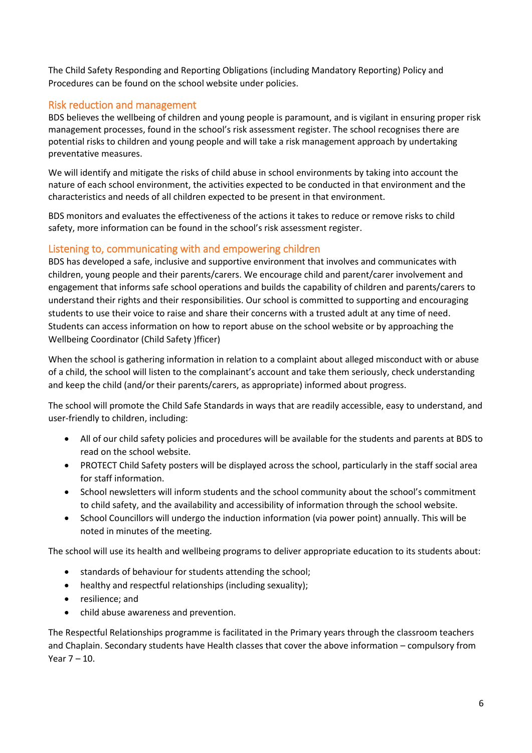The Child Safety Responding and Reporting Obligations (including Mandatory Reporting) Policy and Procedures can be found on the school website under policies.

## Risk reduction and management

BDS believes the wellbeing of children and young people is paramount, and is vigilant in ensuring proper risk management processes, found in the school's risk assessment register. The school recognises there are potential risks to children and young people and will take a risk management approach by undertaking preventative measures.

We will identify and mitigate the risks of child abuse in school environments by taking into account the nature of each school environment, the activities expected to be conducted in that environment and the characteristics and needs of all children expected to be present in that environment.

BDS monitors and evaluates the effectiveness of the actions it takes to reduce or remove risks to child safety, more information can be found in the school's risk assessment register.

## Listening to, communicating with and empowering children

BDS has developed a safe, inclusive and supportive environment that involves and communicates with children, young people and their parents/carers. We encourage child and parent/carer involvement and engagement that informs safe school operations and builds the capability of children and parents/carers to understand their rights and their responsibilities. Our school is committed to supporting and encouraging students to use their voice to raise and share their concerns with a trusted adult at any time of need. Students can access information on how to report abuse on the school website or by approaching the Wellbeing Coordinator (Child Safety )fficer)

When the school is gathering information in relation to a complaint about alleged misconduct with or abuse of a child, the school will listen to the complainant's account and take them seriously, check understanding and keep the child (and/or their parents/carers, as appropriate) informed about progress.

The school will promote the Child Safe Standards in ways that are readily accessible, easy to understand, and user-friendly to children, including:

- All of our child safety policies and procedures will be available for the students and parents at BDS to read on the school website.
- PROTECT Child Safety posters will be displayed across the school, particularly in the staff social area for staff information.
- School newsletters will inform students and the school community about the school's commitment to child safety, and the availability and accessibility of information through the school website.
- School Councillors will undergo the induction information (via power point) annually. This will be noted in minutes of the meeting.

The school will use its health and wellbeing programs to deliver appropriate education to its students about:

- standards of behaviour for students attending the school;
- healthy and respectful relationships (including sexuality);
- resilience; and
- child abuse awareness and prevention.

The Respectful Relationships programme is facilitated in the Primary years through the classroom teachers and Chaplain. Secondary students have Health classes that cover the above information – compulsory from Year 7 – 10.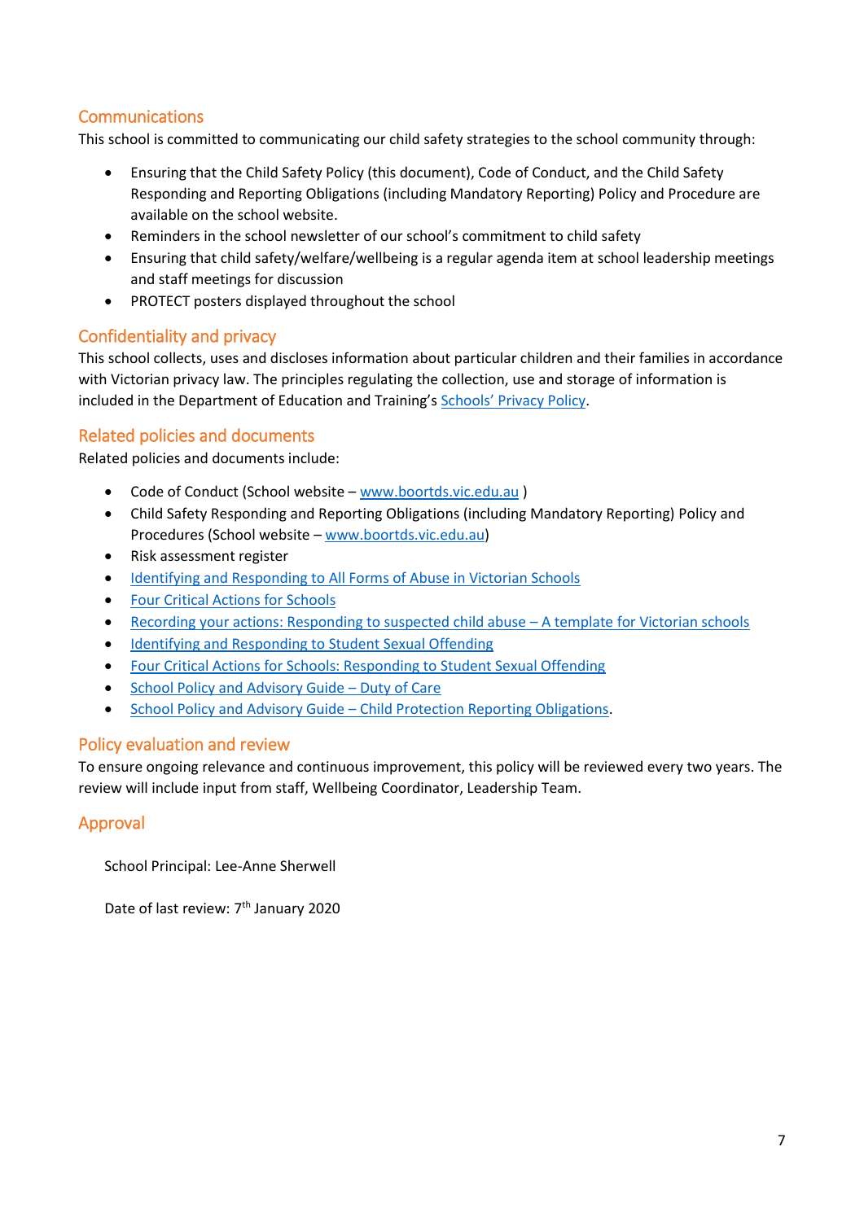## Communications

This school is committed to communicating our child safety strategies to the school community through:

- Ensuring that the Child Safety Policy (this document), Code of Conduct, and the Child Safety Responding and Reporting Obligations (including Mandatory Reporting) Policy and Procedure are available on the school website.
- Reminders in the school newsletter of our school's commitment to child safety
- Ensuring that child safety/welfare/wellbeing is a regular agenda item at school leadership meetings and staff meetings for discussion
- PROTECT posters displayed throughout the school

## Confidentiality and privacy

This school collects, uses and discloses information about particular children and their families in accordance with Victorian privacy law. The principles regulating the collection, use and storage of information is included in the Department of Education and Training's Schools' Privacy Policy.

## Related policies and documents

Related policies and documents include:

- Code of Conduct (School website – www.boortds.vic.edu.au )
- Child Safety Responding and Reporting Obligations (including Mandatory Reporting) Policy and Procedures (School website – www.boortds.vic.edu.au)
- Risk assessment register
- Identifying and Responding to All Forms of Abuse in Victorian Schools
- Four Critical Actions for Schools
- Recording your actions: Responding to suspected child abuse – A template for Victorian schools
- Identifying and Responding to Student Sexual Offending
- Four Critical Actions for Schools: Responding to Student Sexual Offending
- School Policy and Advisory Guide – Duty of Care
- School Policy and Advisory Guide – Child Protection Reporting Obligations.

## Policy evaluation and review

To ensure ongoing relevance and continuous improvement, this policy will be reviewed every two years. The review will include input from staff, Wellbeing Coordinator, Leadership Team.

## Approval

School Principal: Lee-Anne Sherwell

Date of last review: 7th January 2020